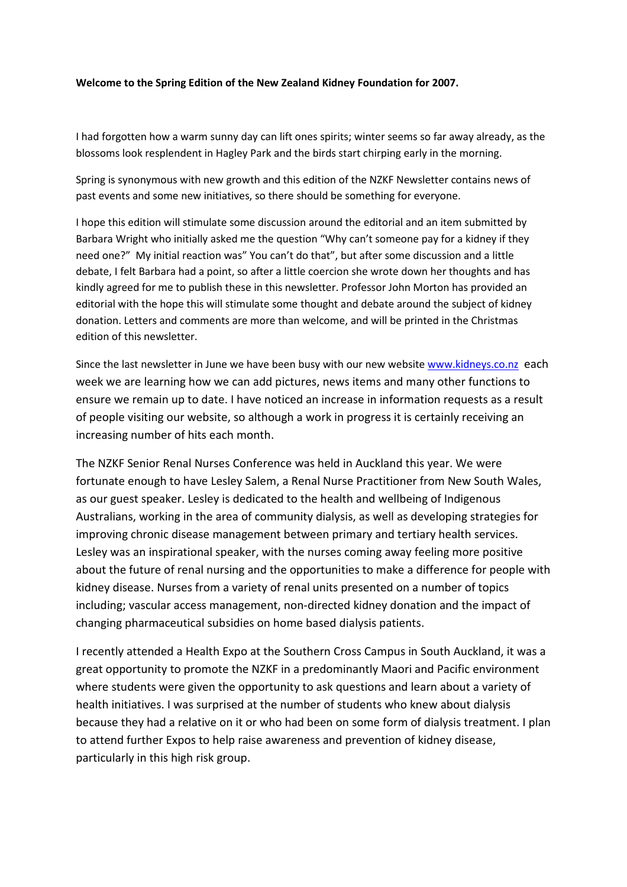**Welcome to the Spring Edition of the New Zealand Kidney Foundation for 2007.**

I had forgotten how a warm sunny day can lift ones spirits; winter seems so far away already, as the blossoms look resplendent in Hagley Park and the birds start chirping early in the morning.

Spring is synonymous with new growth and this edition of the NZKF Newsletter contains news of past events and some new initiatives, so there should be something for everyone.

I hope this edition will stimulate some discussion around the editorial and an item submitted by Barbara Wright who initially asked me the question "Why can't someone pay for a kidney if they need one?" My initial reaction was" You can't do that", but after some discussion and a little debate, I felt Barbara had a point, so after a little coercion she wrote down her thoughts and has kindly agreed for me to publish these in this newsletter. Professor John Morton has provided an editorial with the hope this will stimulate some thought and debate around the subject of kidney donation. Letters and comments are more than welcome, and will be printed in the Christmas edition of this newsletter.

Since the last newsletter in June we have been busy with our new website www.kidneys.co.nz each week we are learning how we can add pictures, news items and many other functions to ensure we remain up to date. I have noticed an increase in information requests as a result of people visiting our website, so although a work in progress it is certainly receiving an increasing number of hits each month.

The NZKF Senior Renal Nurses Conference was held in Auckland this year. We were fortunate enough to have Lesley Salem, a Renal Nurse Practitioner from New South Wales, as our guest speaker. Lesley is dedicated to the health and wellbeing of Indigenous Australians, working in the area of community dialysis, as well as developing strategies for improving chronic disease management between primary and tertiary health services. Lesley was an inspirational speaker, with the nurses coming away feeling more positive about the future of renal nursing and the opportunities to make a difference for people with kidney disease. Nurses from a variety of renal units presented on a number of topics including; vascular access management, non-directed kidney donation and the impact of changing pharmaceutical subsidies on home based dialysis patients.

I recently attended a Health Expo at the Southern Cross Campus in South Auckland, it was a great opportunity to promote the NZKF in a predominantly Maori and Pacific environment where students were given the opportunity to ask questions and learn about a variety of health initiatives. I was surprised at the number of students who knew about dialysis because they had a relative on it or who had been on some form of dialysis treatment. I plan to attend further Expos to help raise awareness and prevention of kidney disease, particularly in this high risk group.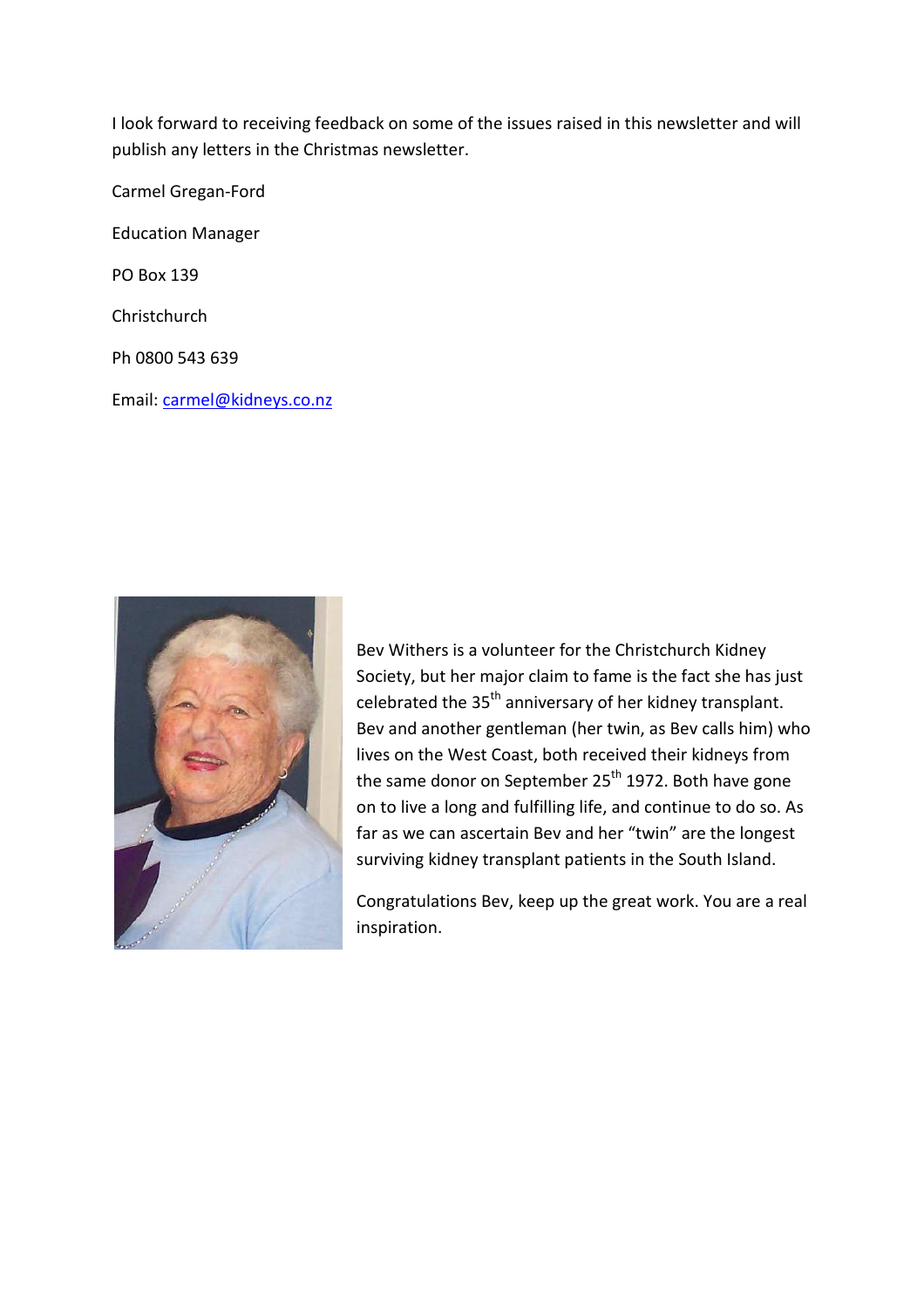I look forward to receiving feedback on some of the issues raised in this newsletter and will publish any letters in the Christmas newsletter.

Carmel Gregan-Ford

Education Manager

PO Box 139

Christchurch

Ph 0800 543 639

Email: carmel@kidneys.co.nz

Bev Withers is a volunteer for the Christchurch Kidney Society, but her major claim to fame is the fact she has just celebrated the 35th anniversary of her kidney transplant. Bev and another gentleman (her twin, as Bev calls him) who lives on the West Coast, both received their kidneys from the same donor on September 25th 1972. Both have gone on to live a long and fulfilling life, and continue to do so. As far as we can ascertain Bev and her "twin" are the longest surviving kidney transplant patients in the South Island.

Congratulations Bev, keep up the great work. You are a real inspiration.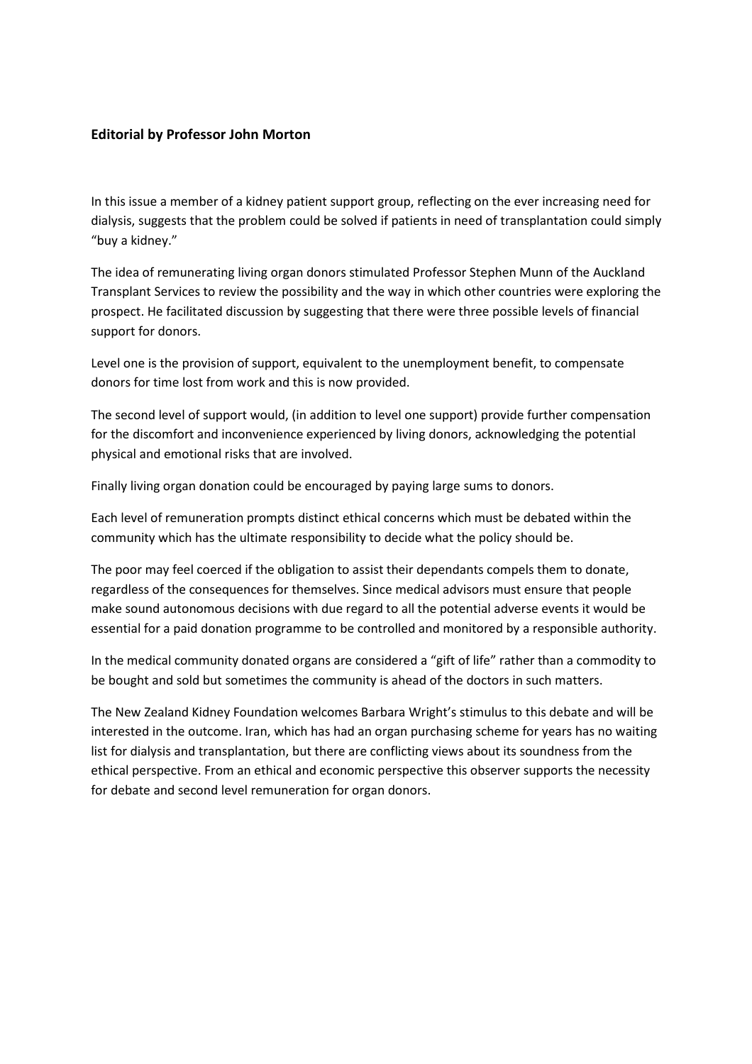**Editorial by Professor John Morton**

In this issue a member of a kidney patient support group, reflecting on the ever increasing need for dialysis, suggests that the problem could be solved if patients in need of transplantation could simply "buy a kidney."

The idea of remunerating living organ donors stimulated Professor Stephen Munn of the Auckland Transplant Services to review the possibility and the way in which other countries were exploring the prospect. He facilitated discussion by suggesting that there were three possible levels of financial support for donors.

Level one is the provision of support, equivalent to the unemployment benefit, to compensate donors for time lost from work and this is now provided.

The second level of support would, (in addition to level one support) provide further compensation for the discomfort and inconvenience experienced by living donors, acknowledging the potential physical and emotional risks that are involved.

Finally living organ donation could be encouraged by paying large sums to donors.

Each level of remuneration prompts distinct ethical concerns which must be debated within the community which has the ultimate responsibility to decide what the policy should be.

The poor may feel coerced if the obligation to assist their dependants compels them to donate, regardless of the consequences for themselves. Since medical advisors must ensure that people make sound autonomous decisions with due regard to all the potential adverse events it would be essential for a paid donation programme to be controlled and monitored by a responsible authority.

In the medical community donated organs are considered a "gift of life" rather than a commodity to be bought and sold but sometimes the community is ahead of the doctors in such matters.

The New Zealand Kidney Foundation welcomes Barbara Wright's stimulus to this debate and will be interested in the outcome. Iran, which has had an organ purchasing scheme for years has no waiting list for dialysis and transplantation, but there are conflicting views about its soundness from the ethical perspective. From an ethical and economic perspective this observer supports the necessity for debate and second level remuneration for organ donors.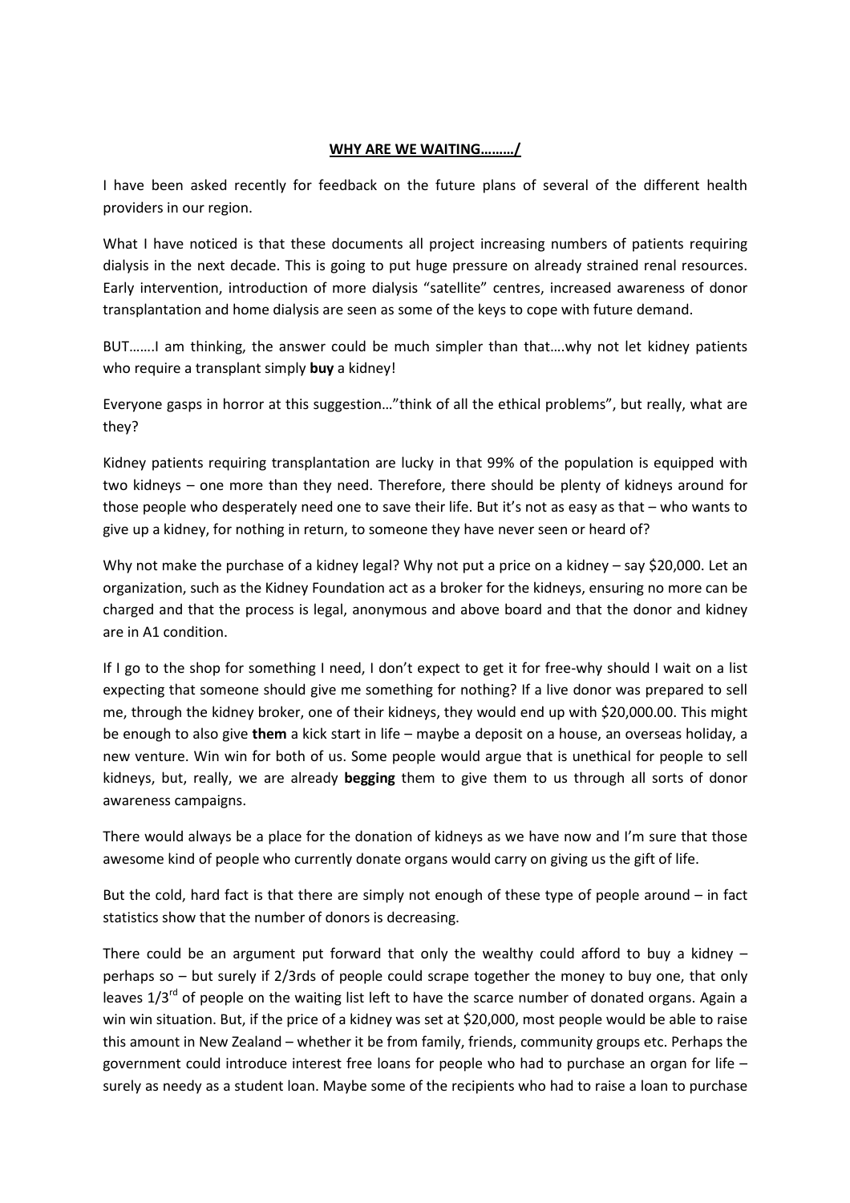**WHY ARE WE WAITING………/**

I have been asked recently for feedback on the future plans of several of the different health providers in our region.

What I have noticed is that these documents all project increasing numbers of patients requiring dialysis in the next decade. This is going to put huge pressure on already strained renal resources. Early intervention, introduction of more dialysis "satellite" centres, increased awareness of donor transplantation and home dialysis are seen as some of the keys to cope with future demand.

BUT…….I am thinking, the answer could be much simpler than that….why not let kidney patients who require a transplant simply **buy** a kidney!

Everyone gasps in horror at this suggestion…"think of all the ethical problems", but really, what are they?

Kidney patients requiring transplantation are lucky in that 99% of the population is equipped with two kidneys – one more than they need. Therefore, there should be plenty of kidneys around for those people who desperately need one to save their life. But it's not as easy as that – who wants to give up a kidney, for nothing in return, to someone they have never seen or heard of?

Why not make the purchase of a kidney legal? Why not put a price on a kidney – say $20,000. Let an organization, such as the Kidney Foundation act as a broker for the kidneys, ensuring no more can be charged and that the process is legal, anonymous and above board and that the donor and kidney are in A1 condition.

If I go to the shop for something I need, I don't expect to get it for free-why should I wait on a list expecting that someone should give me something for nothing? If a live donor was prepared to sell me, through the kidney broker, one of their kidneys, they would end up with $20,000.00. This might be enough to also give **them** a kick start in life – maybe a deposit on a house, an overseas holiday, a new venture. Win win for both of us. Some people would argue that is unethical for people to sell kidneys, but, really, we are already **begging** them to give them to us through all sorts of donor awareness campaigns.

There would always be a place for the donation of kidneys as we have now and I'm sure that those awesome kind of people who currently donate organs would carry on giving us the gift of life.

But the cold, hard fact is that there are simply not enough of these type of people around – in fact statistics show that the number of donors is decreasing.

There could be an argument put forward that only the wealthy could afford to buy a kidney – perhaps so – but surely if 2/3rds of people could scrape together the money to buy one, that only leaves 1/3rd of people on the waiting list left to have the scarce number of donated organs. Again a win win situation. But, if the price of a kidney was set at $20,000, most people would be able to raise this amount in New Zealand – whether it be from family, friends, community groups etc. Perhaps the government could introduce interest free loans for people who had to purchase an organ for life – surely as needy as a student loan. Maybe some of the recipients who had to raise a loan to purchase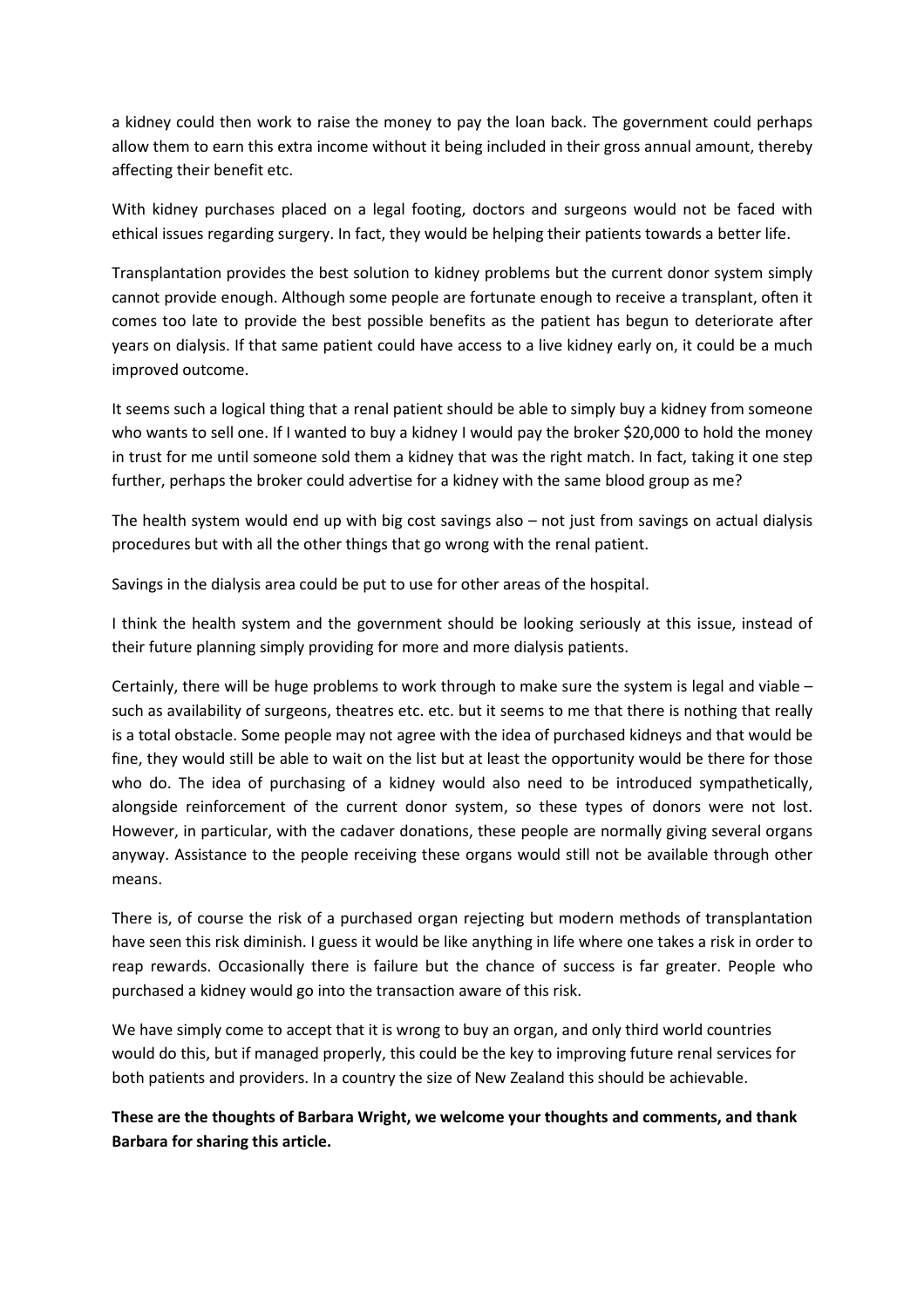a kidney could then work to raise the money to pay the loan back. The government could perhaps allow them to earn this extra income without it being included in their gross annual amount, thereby affecting their benefit etc.

With kidney purchases placed on a legal footing, doctors and surgeons would not be faced with ethical issues regarding surgery. In fact, they would be helping their patients towards a better life.

Transplantation provides the best solution to kidney problems but the current donor system simply cannot provide enough. Although some people are fortunate enough to receive a transplant, often it comes too late to provide the best possible benefits as the patient has begun to deteriorate after years on dialysis. If that same patient could have access to a live kidney early on, it could be a much improved outcome.

It seems such a logical thing that a renal patient should be able to simply buy a kidney from someone who wants to sell one. If I wanted to buy a kidney I would pay the broker $20,000 to hold the money in trust for me until someone sold them a kidney that was the right match. In fact, taking it one step further, perhaps the broker could advertise for a kidney with the same blood group as me?

The health system would end up with big cost savings also – not just from savings on actual dialysis procedures but with all the other things that go wrong with the renal patient.

Savings in the dialysis area could be put to use for other areas of the hospital.

I think the health system and the government should be looking seriously at this issue, instead of their future planning simply providing for more and more dialysis patients.

Certainly, there will be huge problems to work through to make sure the system is legal and viable – such as availability of surgeons, theatres etc. etc. but it seems to me that there is nothing that really is a total obstacle. Some people may not agree with the idea of purchased kidneys and that would be fine, they would still be able to wait on the list but at least the opportunity would be there for those who do. The idea of purchasing of a kidney would also need to be introduced sympathetically, alongside reinforcement of the current donor system, so these types of donors were not lost. However, in particular, with the cadaver donations, these people are normally giving several organs anyway. Assistance to the people receiving these organs would still not be available through other means.

There is, of course the risk of a purchased organ rejecting but modern methods of transplantation have seen this risk diminish. I guess it would be like anything in life where one takes a risk in order to reap rewards. Occasionally there is failure but the chance of success is far greater. People who purchased a kidney would go into the transaction aware of this risk.

We have simply come to accept that it is wrong to buy an organ, and only third world countries would do this, but if managed properly, this could be the key to improving future renal services for both patients and providers. In a country the size of New Zealand this should be achievable.

**These are the thoughts of Barbara Wright, we welcome your thoughts and comments, and thank Barbara for sharing this article.**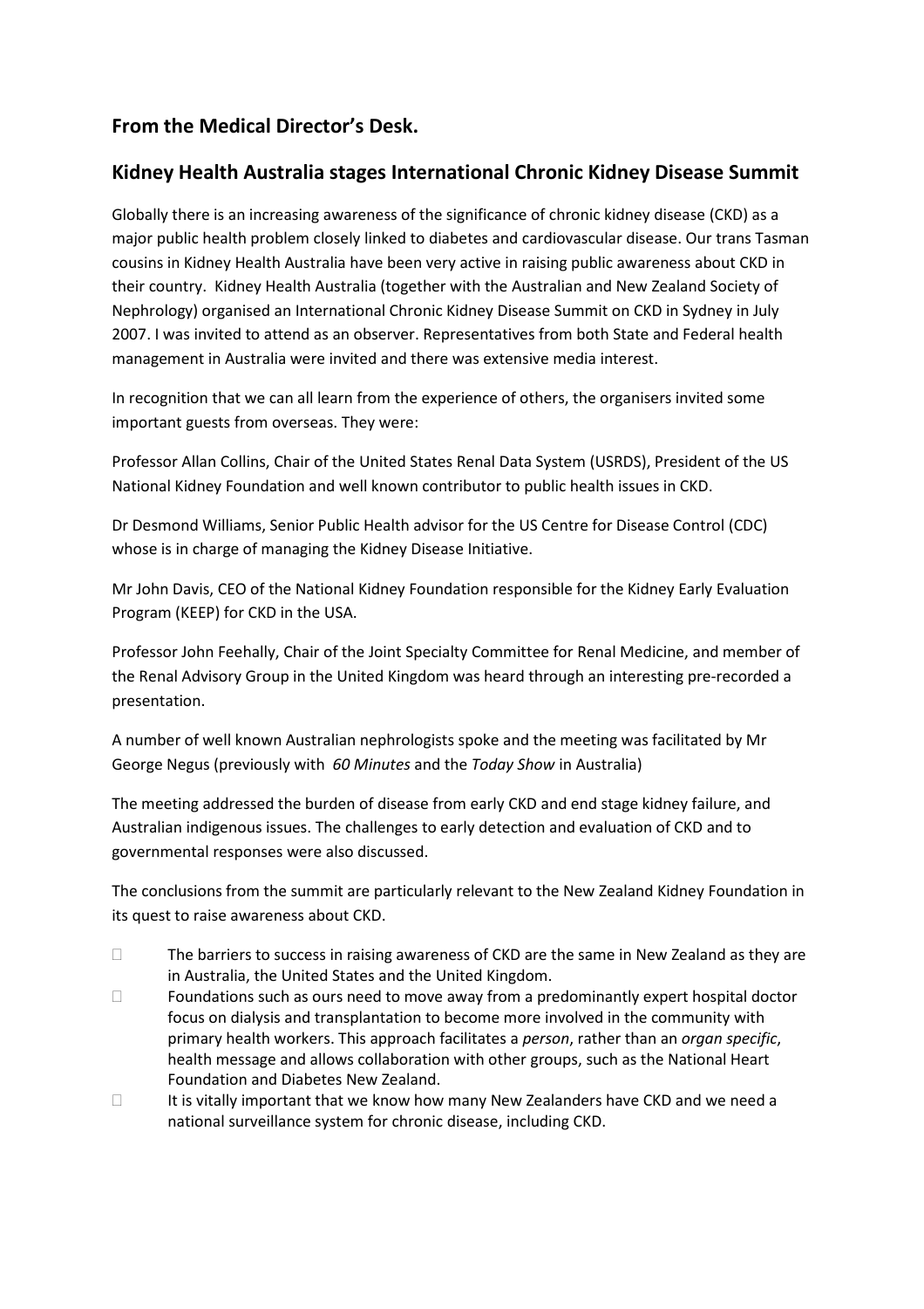## From the Medical Director's Desk.

## Kidney Health Australia stages International Chronic Kidney Disease Summit

Globally there is an increasing awareness of the significance of chronic kidney disease (CKD) as a major public health problem closely linked to diabetes and cardiovascular disease. Our trans Tasman cousins in Kidney Health Australia have been very active in raising public awareness about CKD in their country. Kidney Health Australia (together with the Australian and New Zealand Society of Nephrology) organised an International Chronic Kidney Disease Summit on CKD in Sydney in July 2007. I was invited to attend as an observer. Representatives from both State and Federal health management in Australia were invited and there was extensive media interest.

In recognition that we can all learn from the experience of others, the organisers invited some important guests from overseas. They were:

Professor Allan Collins, Chair of the United States Renal Data System (USRDS), President of the US National Kidney Foundation and well known contributor to public health issues in CKD.

Dr Desmond Williams, Senior Public Health advisor for the US Centre for Disease Control (CDC) whose is in charge of managing the Kidney Disease Initiative.

Mr John Davis, CEO of the National Kidney Foundation responsible for the Kidney Early Evaluation Program (KEEP) for CKD in the USA.

Professor John Feehally, Chair of the Joint Specialty Committee for Renal Medicine, and member of the Renal Advisory Group in the United Kingdom was heard through an interesting pre-recorded a presentation.

A number of well known Australian nephrologists spoke and the meeting was facilitated by Mr George Negus (previously with *60 Minutes* and the *Today Show* in Australia)

The meeting addressed the burden of disease from early CKD and end stage kidney failure, and Australian indigenous issues. The challenges to early detection and evaluation of CKD and to governmental responses were also discussed.

The conclusions from the summit are particularly relevant to the New Zealand Kidney Foundation in its quest to raise awareness about CKD.

- The barriers to success in raising awareness of CKD are the same in New Zealand as they are in Australia, the United States and the United Kingdom.
- Foundations such as ours need to move away from a predominantly expert hospital doctor focus on dialysis and transplantation to become more involved in the community with primary health workers. This approach facilitates a *person*, rather than an *organ specific*, health message and allows collaboration with other groups, such as the National Heart Foundation and Diabetes New Zealand.
- It is vitally important that we know how many New Zealanders have CKD and we need a national surveillance system for chronic disease, including CKD.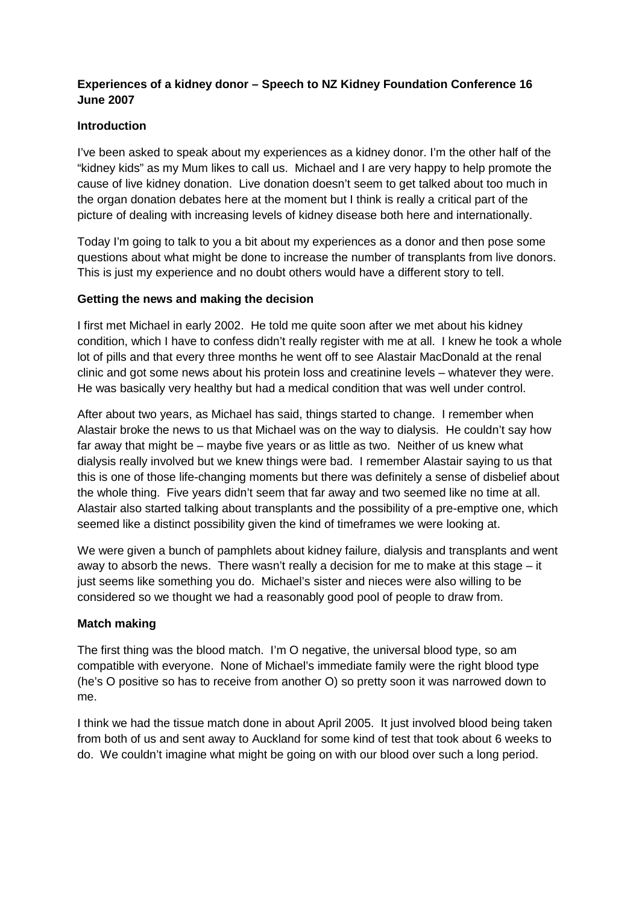**Experiences of a kidney donor – Speech to NZ Kidney Foundation Conference 16 June 2007**

**Introduction**

I've been asked to speak about my experiences as a kidney donor. I'm the other half of the "kidney kids" as my Mum likes to call us. Michael and I are very happy to help promote the cause of live kidney donation. Live donation doesn't seem to get talked about too much in the organ donation debates here at the moment but I think is really a critical part of the picture of dealing with increasing levels of kidney disease both here and internationally.

Today I'm going to talk to you a bit about my experiences as a donor and then pose some questions about what might be done to increase the number of transplants from live donors. This is just my experience and no doubt others would have a different story to tell.

**Getting the news and making the decision**

I first met Michael in early 2002. He told me quite soon after we met about his kidney condition, which I have to confess didn't really register with me at all. I knew he took a whole lot of pills and that every three months he went off to see Alastair MacDonald at the renal clinic and got some news about his protein loss and creatinine levels – whatever they were. He was basically very healthy but had a medical condition that was well under control.

After about two years, as Michael has said, things started to change. I remember when Alastair broke the news to us that Michael was on the way to dialysis. He couldn't say how far away that might be – maybe five years or as little as two. Neither of us knew what dialysis really involved but we knew things were bad. I remember Alastair saying to us that this is one of those life-changing moments but there was definitely a sense of disbelief about the whole thing. Five years didn't seem that far away and two seemed like no time at all. Alastair also started talking about transplants and the possibility of a pre-emptive one, which seemed like a distinct possibility given the kind of timeframes we were looking at.

We were given a bunch of pamphlets about kidney failure, dialysis and transplants and went away to absorb the news. There wasn't really a decision for me to make at this stage – it just seems like something you do. Michael's sister and nieces were also willing to be considered so we thought we had a reasonably good pool of people to draw from.

**Match making**

The first thing was the blood match. I'm O negative, the universal blood type, so am compatible with everyone. None of Michael's immediate family were the right blood type (he's O positive so has to receive from another O) so pretty soon it was narrowed down to me.

I think we had the tissue match done in about April 2005. It just involved blood being taken from both of us and sent away to Auckland for some kind of test that took about 6 weeks to do. We couldn't imagine what might be going on with our blood over such a long period.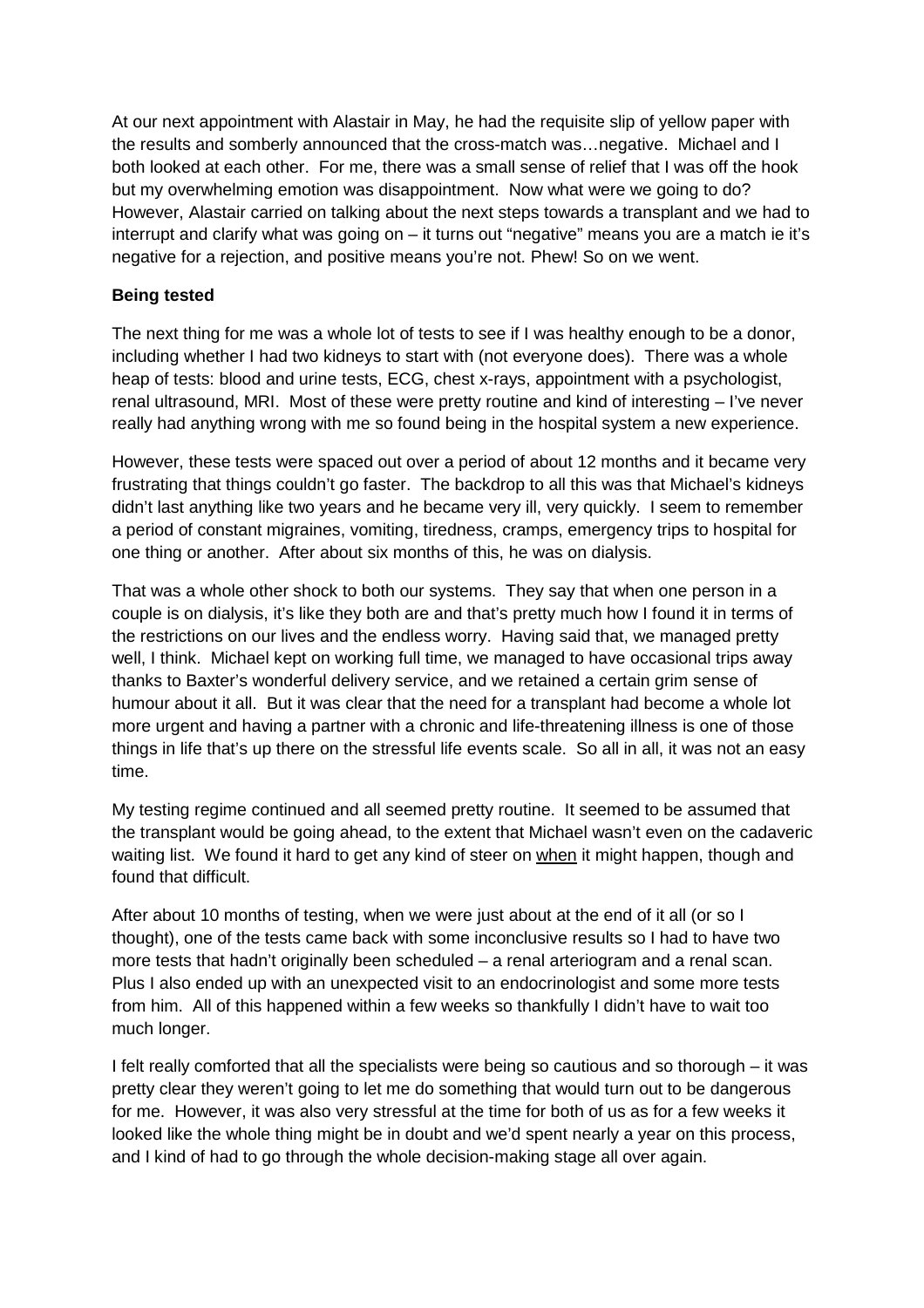At our next appointment with Alastair in May, he had the requisite slip of yellow paper with the results and somberly announced that the cross-match was…negative. Michael and I both looked at each other. For me, there was a small sense of relief that I was off the hook but my overwhelming emotion was disappointment. Now what were we going to do? However, Alastair carried on talking about the next steps towards a transplant and we had to interrupt and clarify what was going on – it turns out "negative" means you are a match ie it's negative for a rejection, and positive means you're not. Phew! So on we went.

**Being tested**

The next thing for me was a whole lot of tests to see if I was healthy enough to be a donor, including whether I had two kidneys to start with (not everyone does). There was a whole heap of tests: blood and urine tests, ECG, chest x-rays, appointment with a psychologist, renal ultrasound, MRI. Most of these were pretty routine and kind of interesting – I've never really had anything wrong with me so found being in the hospital system a new experience.

However, these tests were spaced out over a period of about 12 months and it became very frustrating that things couldn't go faster. The backdrop to all this was that Michael's kidneys didn't last anything like two years and he became very ill, very quickly. I seem to remember a period of constant migraines, vomiting, tiredness, cramps, emergency trips to hospital for one thing or another. After about six months of this, he was on dialysis.

That was a whole other shock to both our systems. They say that when one person in a couple is on dialysis, it's like they both are and that's pretty much how I found it in terms of the restrictions on our lives and the endless worry. Having said that, we managed pretty well, I think. Michael kept on working full time, we managed to have occasional trips away thanks to Baxter's wonderful delivery service, and we retained a certain grim sense of humour about it all. But it was clear that the need for a transplant had become a whole lot more urgent and having a partner with a chronic and life-threatening illness is one of those things in life that's up there on the stressful life events scale. So all in all, it was not an easy time.

My testing regime continued and all seemed pretty routine. It seemed to be assumed that the transplant would be going ahead, to the extent that Michael wasn't even on the cadaveric waiting list. We found it hard to get any kind of steer on <u>when</u> it might happen, though and found that difficult.

After about 10 months of testing, when we were just about at the end of it all (or so I thought), one of the tests came back with some inconclusive results so I had to have two more tests that hadn't originally been scheduled – a renal arteriogram and a renal scan. Plus I also ended up with an unexpected visit to an endocrinologist and some more tests from him. All of this happened within a few weeks so thankfully I didn't have to wait too much longer.

I felt really comforted that all the specialists were being so cautious and so thorough – it was pretty clear they weren't going to let me do something that would turn out to be dangerous for me. However, it was also very stressful at the time for both of us as for a few weeks it looked like the whole thing might be in doubt and we'd spent nearly a year on this process, and I kind of had to go through the whole decision-making stage all over again.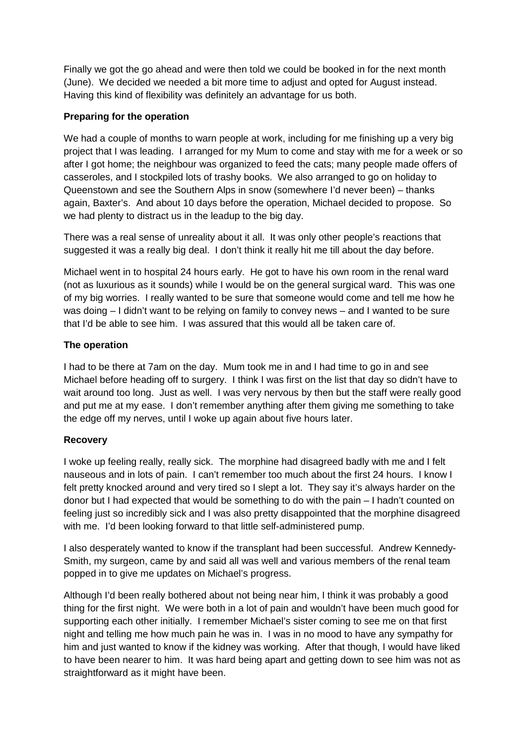Finally we got the go ahead and were then told we could be booked in for the next month (June). We decided we needed a bit more time to adjust and opted for August instead. Having this kind of flexibility was definitely an advantage for us both.

**Preparing for the operation**

We had a couple of months to warn people at work, including for me finishing up a very big project that I was leading. I arranged for my Mum to come and stay with me for a week or so after I got home; the neighbour was organized to feed the cats; many people made offers of casseroles, and I stockpiled lots of trashy books. We also arranged to go on holiday to Queenstown and see the Southern Alps in snow (somewhere I'd never been) – thanks again, Baxter's. And about 10 days before the operation, Michael decided to propose. So we had plenty to distract us in the leadup to the big day.

There was a real sense of unreality about it all. It was only other people's reactions that suggested it was a really big deal. I don't think it really hit me till about the day before.

Michael went in to hospital 24 hours early. He got to have his own room in the renal ward (not as luxurious as it sounds) while I would be on the general surgical ward. This was one of my big worries. I really wanted to be sure that someone would come and tell me how he was doing – I didn't want to be relying on family to convey news – and I wanted to be sure that I'd be able to see him. I was assured that this would all be taken care of.

**The operation**

I had to be there at 7am on the day. Mum took me in and I had time to go in and see Michael before heading off to surgery. I think I was first on the list that day so didn't have to wait around too long. Just as well. I was very nervous by then but the staff were really good and put me at my ease. I don't remember anything after them giving me something to take the edge off my nerves, until I woke up again about five hours later.

**Recovery**

I woke up feeling really, really sick. The morphine had disagreed badly with me and I felt nauseous and in lots of pain. I can't remember too much about the first 24 hours. I know I felt pretty knocked around and very tired so I slept a lot. They say it's always harder on the donor but I had expected that would be something to do with the pain – I hadn't counted on feeling just so incredibly sick and I was also pretty disappointed that the morphine disagreed with me. I'd been looking forward to that little self-administered pump.

I also desperately wanted to know if the transplant had been successful. Andrew Kennedy-Smith, my surgeon, came by and said all was well and various members of the renal team popped in to give me updates on Michael's progress.

Although I'd been really bothered about not being near him, I think it was probably a good thing for the first night. We were both in a lot of pain and wouldn't have been much good for supporting each other initially. I remember Michael's sister coming to see me on that first night and telling me how much pain he was in. I was in no mood to have any sympathy for him and just wanted to know if the kidney was working. After that though, I would have liked to have been nearer to him. It was hard being apart and getting down to see him was not as straightforward as it might have been.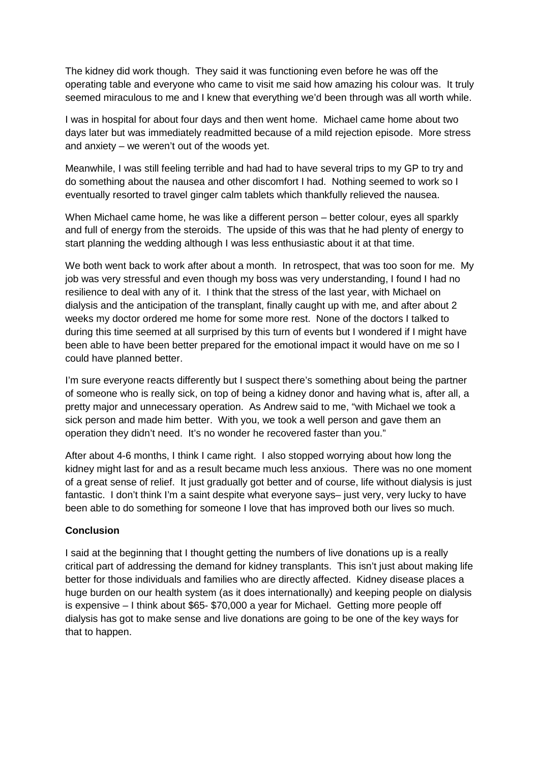The kidney did work though. They said it was functioning even before he was off the operating table and everyone who came to visit me said how amazing his colour was. It truly seemed miraculous to me and I knew that everything we'd been through was all worth while.

I was in hospital for about four days and then went home. Michael came home about two days later but was immediately readmitted because of a mild rejection episode. More stress and anxiety – we weren't out of the woods yet.

Meanwhile, I was still feeling terrible and had had to have several trips to my GP to try and do something about the nausea and other discomfort I had. Nothing seemed to work so I eventually resorted to travel ginger calm tablets which thankfully relieved the nausea.

When Michael came home, he was like a different person – better colour, eyes all sparkly and full of energy from the steroids. The upside of this was that he had plenty of energy to start planning the wedding although I was less enthusiastic about it at that time.

We both went back to work after about a month. In retrospect, that was too soon for me. My job was very stressful and even though my boss was very understanding, I found I had no resilience to deal with any of it. I think that the stress of the last year, with Michael on dialysis and the anticipation of the transplant, finally caught up with me, and after about 2 weeks my doctor ordered me home for some more rest. None of the doctors I talked to during this time seemed at all surprised by this turn of events but I wondered if I might have been able to have been better prepared for the emotional impact it would have on me so I could have planned better.

I'm sure everyone reacts differently but I suspect there's something about being the partner of someone who is really sick, on top of being a kidney donor and having what is, after all, a pretty major and unnecessary operation. As Andrew said to me, "with Michael we took a sick person and made him better. With you, we took a well person and gave them an operation they didn't need. It's no wonder he recovered faster than you."

After about 4-6 months, I think I came right. I also stopped worrying about how long the kidney might last for and as a result became much less anxious. There was no one moment of a great sense of relief. It just gradually got better and of course, life without dialysis is just fantastic. I don't think I'm a saint despite what everyone says– just very, very lucky to have been able to do something for someone I love that has improved both our lives so much.

**Conclusion**

I said at the beginning that I thought getting the numbers of live donations up is a really critical part of addressing the demand for kidney transplants. This isn't just about making life better for those individuals and families who are directly affected. Kidney disease places a huge burden on our health system (as it does internationally) and keeping people on dialysis is expensive – I think about $65- $70,000 a year for Michael. Getting more people off dialysis has got to make sense and live donations are going to be one of the key ways for that to happen.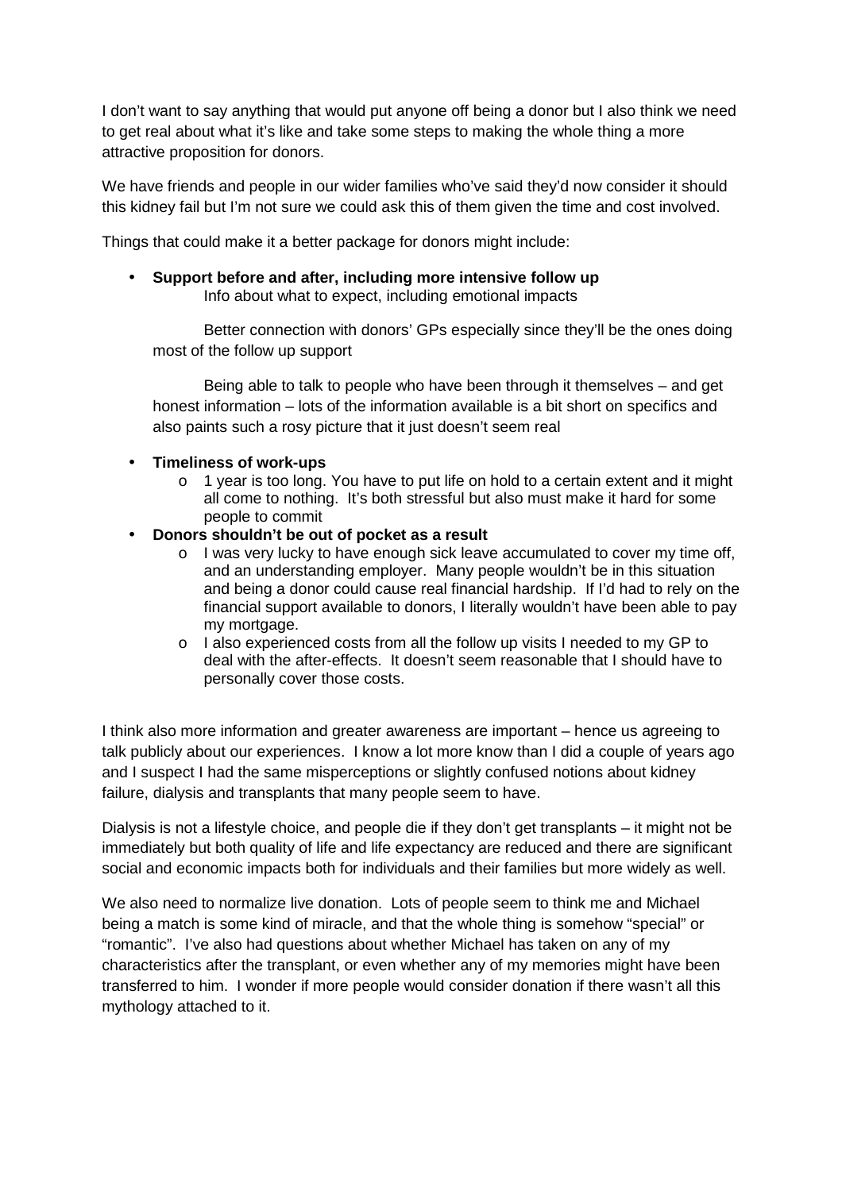I don't want to say anything that would put anyone off being a donor but I also think we need to get real about what it's like and take some steps to making the whole thing a more attractive proposition for donors.

We have friends and people in our wider families who've said they'd now consider it should this kidney fail but I'm not sure we could ask this of them given the time and cost involved.

Things that could make it a better package for donors might include:

- **Support before and after, including more intensive follow up**

  Info about what to expect, including emotional impacts

  Better connection with donors' GPs especially since they'll be the ones doing most of the follow up support

  Being able to talk to people who have been through it themselves – and get honest information – lots of the information available is a bit short on specifics and also paints such a rosy picture that it just doesn't seem real

- **Timeliness of work-ups**
  - 1 year is too long. You have to put life on hold to a certain extent and it might all come to nothing. It's both stressful but also must make it hard for some people to commit
- **Donors shouldn't be out of pocket as a result**
  - I was very lucky to have enough sick leave accumulated to cover my time off, and an understanding employer. Many people wouldn't be in this situation and being a donor could cause real financial hardship. If I'd had to rely on the financial support available to donors, I literally wouldn't have been able to pay my mortgage.
  - I also experienced costs from all the follow up visits I needed to my GP to deal with the after-effects. It doesn't seem reasonable that I should have to personally cover those costs.

I think also more information and greater awareness are important – hence us agreeing to talk publicly about our experiences. I know a lot more know than I did a couple of years ago and I suspect I had the same misperceptions or slightly confused notions about kidney failure, dialysis and transplants that many people seem to have.

Dialysis is not a lifestyle choice, and people die if they don't get transplants – it might not be immediately but both quality of life and life expectancy are reduced and there are significant social and economic impacts both for individuals and their families but more widely as well.

We also need to normalize live donation. Lots of people seem to think me and Michael being a match is some kind of miracle, and that the whole thing is somehow "special" or "romantic". I've also had questions about whether Michael has taken on any of my characteristics after the transplant, or even whether any of my memories might have been transferred to him. I wonder if more people would consider donation if there wasn't all this mythology attached to it.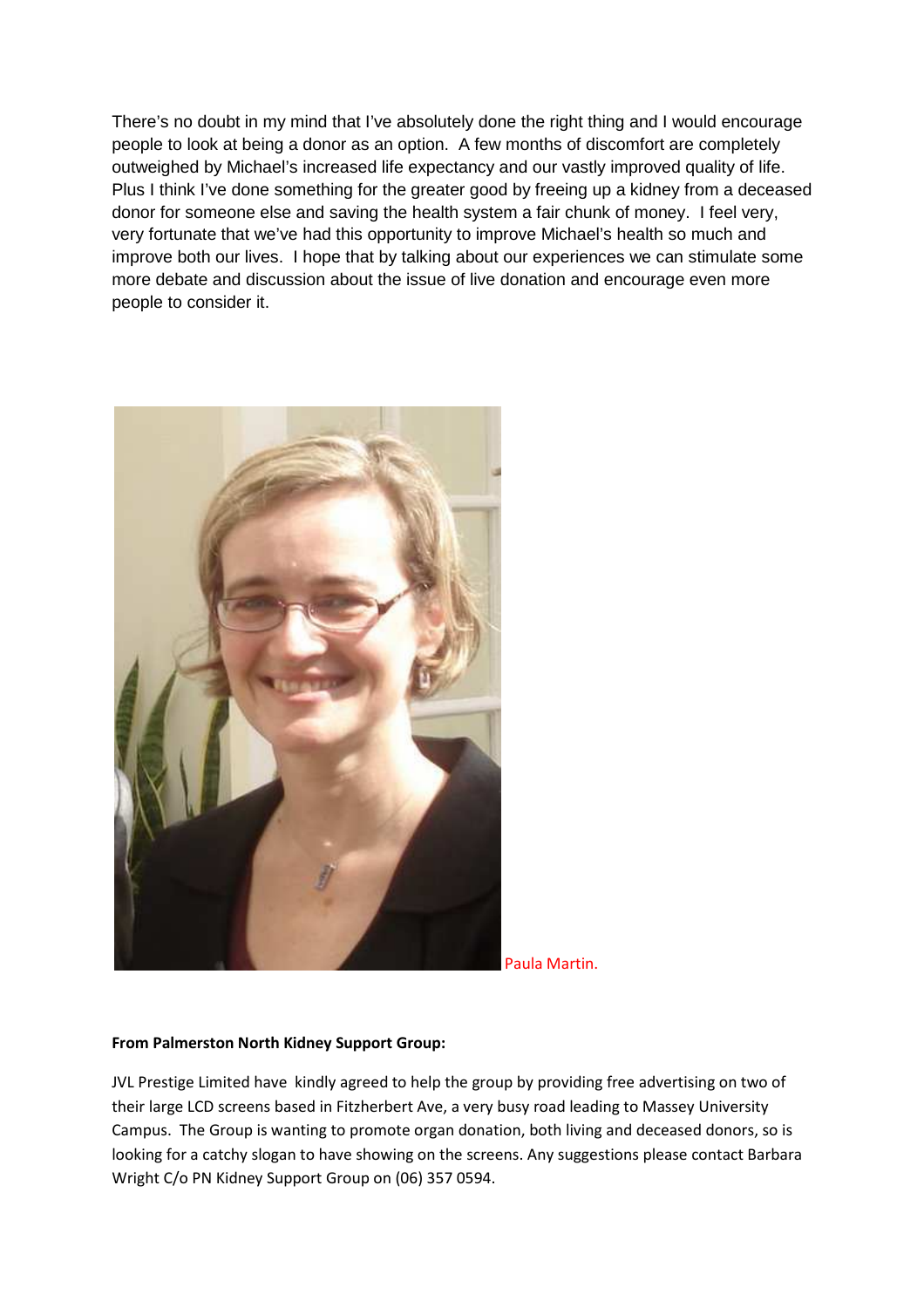There's no doubt in my mind that I've absolutely done the right thing and I would encourage people to look at being a donor as an option. A few months of discomfort are completely outweighed by Michael's increased life expectancy and our vastly improved quality of life. Plus I think I've done something for the greater good by freeing up a kidney from a deceased donor for someone else and saving the health system a fair chunk of money. I feel very, very fortunate that we've had this opportunity to improve Michael's health so much and improve both our lives. I hope that by talking about our experiences we can stimulate some more debate and discussion about the issue of live donation and encourage even more people to consider it.

Paula Martin.

**From Palmerston North Kidney Support Group:**

JVL Prestige Limited have kindly agreed to help the group by providing free advertising on two of their large LCD screens based in Fitzherbert Ave, a very busy road leading to Massey University Campus. The Group is wanting to promote organ donation, both living and deceased donors, so is looking for a catchy slogan to have showing on the screens. Any suggestions please contact Barbara Wright C/o PN Kidney Support Group on (06) 357 0594.